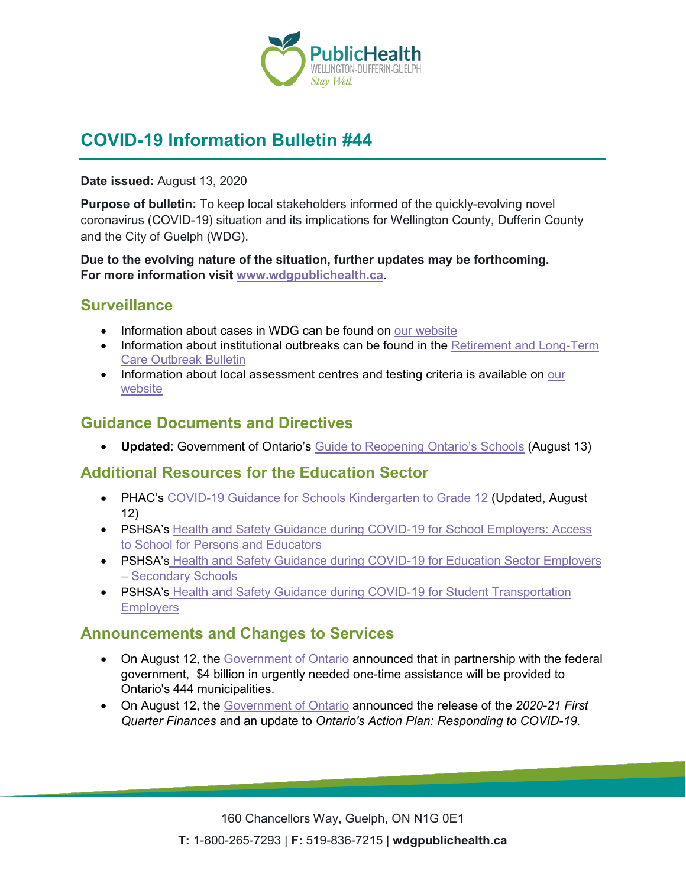# COVID-19 Information Bulletin #44

**Date issued:** August 13, 2020

**Purpose of bulletin:** To keep local stakeholders informed of the quickly-evolving novel coronavirus (COVID-19) situation and its implications for Wellington County, Dufferin County and the City of Guelph (WDG).

**Due to the evolving nature of the situation, further updates may be forthcoming. For more information visit www.wdgpublichealth.ca.**

## Surveillance

- Information about cases in WDG can be found on our website
- Information about institutional outbreaks can be found in the Retirement and Long-Term Care Outbreak Bulletin
- Information about local assessment centres and testing criteria is available on our website

## Guidance Documents and Directives

- **Updated**: Government of Ontario's Guide to Reopening Ontario's Schools (August 13)

## Additional Resources for the Education Sector

- PHAC's COVID-19 Guidance for Schools Kindergarten to Grade 12 (Updated, August 12)
- PSHSA's Health and Safety Guidance during COVID-19 for School Employers: Access to School for Persons and Educators
- PSHSA's Health and Safety Guidance during COVID-19 for Education Sector Employers – Secondary Schools
- PSHSA's Health and Safety Guidance during COVID-19 for Student Transportation Employers

## Announcements and Changes to Services

- On August 12, the Government of Ontario announced that in partnership with the federal government, $4 billion in urgently needed one-time assistance will be provided to Ontario's 444 municipalities.
- On August 12, the Government of Ontario announced the release of the *2020-21 First Quarter Finances* and an update to *Ontario's Action Plan: Responding to COVID-19*.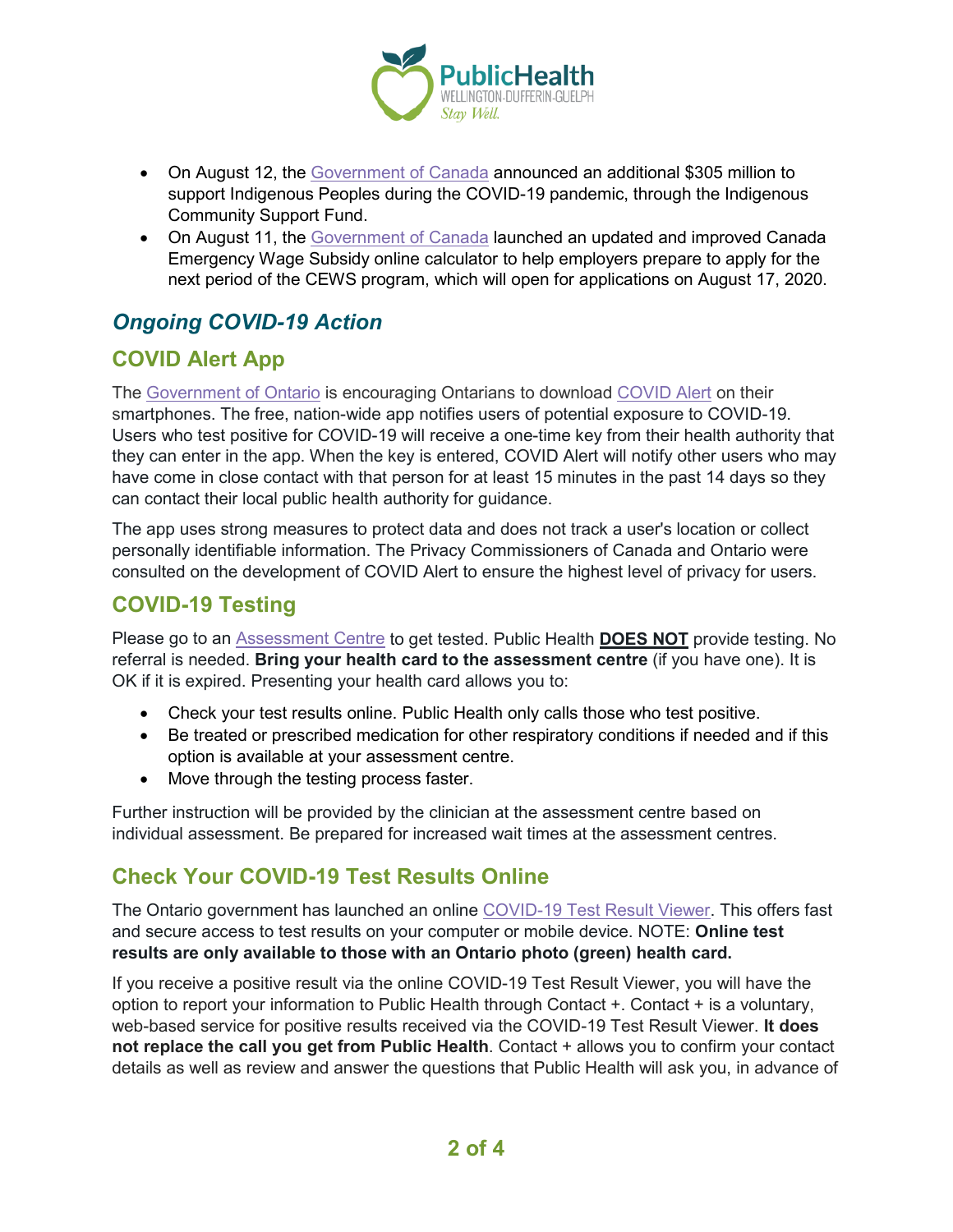- On August 12, the Government of Canada announced an additional $305 million to support Indigenous Peoples during the COVID-19 pandemic, through the Indigenous Community Support Fund.
- On August 11, the Government of Canada launched an updated and improved Canada Emergency Wage Subsidy online calculator to help employers prepare to apply for the next period of the CEWS program, which will open for applications on August 17, 2020.

## *Ongoing COVID-19 Action*

### COVID Alert App

The Government of Ontario is encouraging Ontarians to download COVID Alert on their smartphones. The free, nation-wide app notifies users of potential exposure to COVID-19. Users who test positive for COVID-19 will receive a one-time key from their health authority that they can enter in the app. When the key is entered, COVID Alert will notify other users who may have come in close contact with that person for at least 15 minutes in the past 14 days so they can contact their local public health authority for guidance.

The app uses strong measures to protect data and does not track a user's location or collect personally identifiable information. The Privacy Commissioners of Canada and Ontario were consulted on the development of COVID Alert to ensure the highest level of privacy for users.

### COVID-19 Testing

Please go to an Assessment Centre to get tested. Public Health **DOES NOT** provide testing. No referral is needed. **Bring your health card to the assessment centre** (if you have one). It is OK if it is expired. Presenting your health card allows you to:

- Check your test results online. Public Health only calls those who test positive.
- Be treated or prescribed medication for other respiratory conditions if needed and if this option is available at your assessment centre.
- Move through the testing process faster.

Further instruction will be provided by the clinician at the assessment centre based on individual assessment. Be prepared for increased wait times at the assessment centres.

### Check Your COVID-19 Test Results Online

The Ontario government has launched an online COVID-19 Test Result Viewer. This offers fast and secure access to test results on your computer or mobile device. NOTE: **Online test results are only available to those with an Ontario photo (green) health card.**

If you receive a positive result via the online COVID-19 Test Result Viewer, you will have the option to report your information to Public Health through Contact +. Contact + is a voluntary, web-based service for positive results received via the COVID-19 Test Result Viewer. **It does not replace the call you get from Public Health**. Contact + allows you to confirm your contact details as well as review and answer the questions that Public Health will ask you, in advance of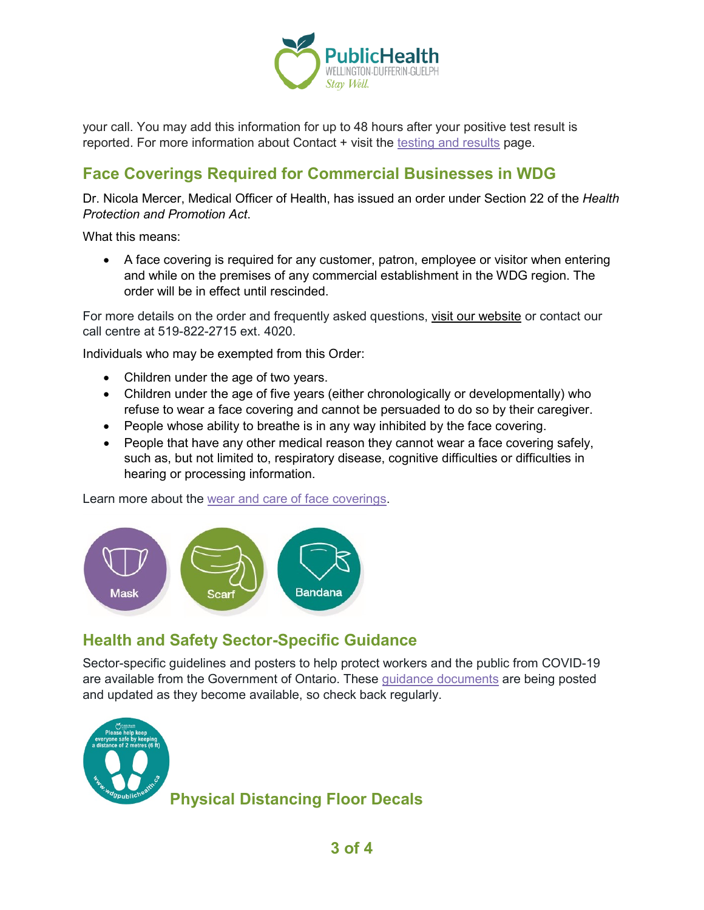your call. You may add this information for up to 48 hours after your positive test result is reported. For more information about Contact + visit the testing and results page.

## Face Coverings Required for Commercial Businesses in WDG

Dr. Nicola Mercer, Medical Officer of Health, has issued an order under Section 22 of the *Health Protection and Promotion Act*.

What this means:

- A face covering is required for any customer, patron, employee or visitor when entering and while on the premises of any commercial establishment in the WDG region. The order will be in effect until rescinded.

For more details on the order and frequently asked questions, visit our website or contact our call centre at 519-822-2715 ext. 4020.

Individuals who may be exempted from this Order:

- Children under the age of two years.
- Children under the age of five years (either chronologically or developmentally) who refuse to wear a face covering and cannot be persuaded to do so by their caregiver.
- People whose ability to breathe is in any way inhibited by the face covering.
- People that have any other medical reason they cannot wear a face covering safely, such as, but not limited to, respiratory disease, cognitive difficulties or difficulties in hearing or processing information.

Learn more about the wear and care of face coverings.

Mask Scarf Bandana

## Health and Safety Sector-Specific Guidance

Sector-specific guidelines and posters to help protect workers and the public from COVID-19 are available from the Government of Ontario. These guidance documents are being posted and updated as they become available, so check back regularly.

## Physical Distancing Floor Decals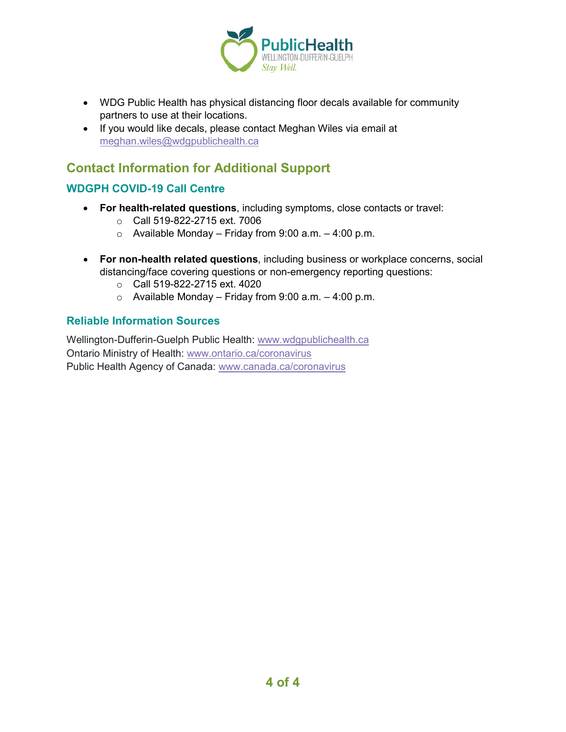- WDG Public Health has physical distancing floor decals available for community partners to use at their locations.
- If you would like decals, please contact Meghan Wiles via email at meghan.wiles@wdgpublichealth.ca

## Contact Information for Additional Support

### WDGPH COVID-19 Call Centre

- **For health-related questions**, including symptoms, close contacts or travel:
  - Call 519-822-2715 ext. 7006
  - Available Monday – Friday from 9:00 a.m. – 4:00 p.m.

- **For non-health related questions**, including business or workplace concerns, social distancing/face covering questions or non-emergency reporting questions:
  - Call 519-822-2715 ext. 4020
  - Available Monday – Friday from 9:00 a.m. – 4:00 p.m.

### Reliable Information Sources

Wellington-Dufferin-Guelph Public Health: www.wdgpublichealth.ca
Ontario Ministry of Health: www.ontario.ca/coronavirus
Public Health Agency of Canada: www.canada.ca/coronavirus